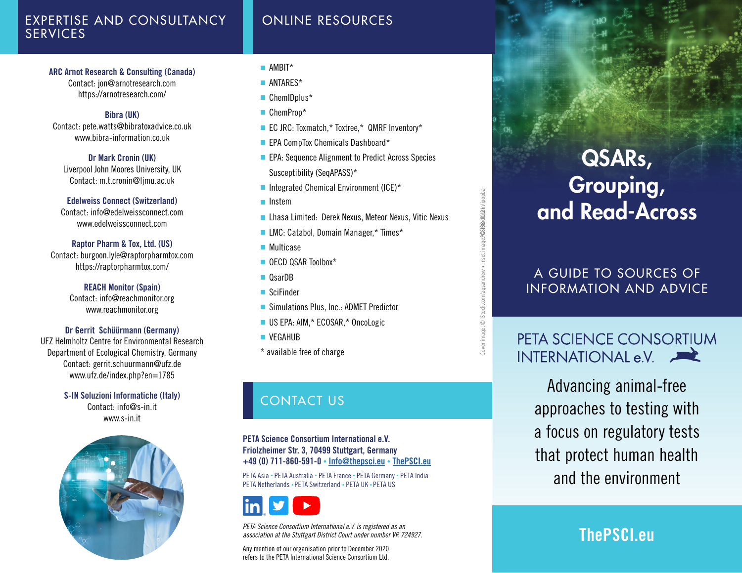## EXPERTISE AND CONSULTANCY SERVICES

**ARC Arnot Research & Consulting (Canada)**
Contact: jon@arnotresearch.com
https://arnotresearch.com/

**Bibra (UK)**
Contact: pete.watts@bibratoxadvice.co.uk
www.bibra-information.co.uk

**Dr Mark Cronin (UK)**
Liverpool John Moores University, UK
Contact: m.t.cronin@ljmu.ac.uk

**Edelweiss Connect (Switzerland)**
Contact: info@edelweissconnect.com
www.edelweissconnect.com

**Raptor Pharm & Tox, Ltd. (US)**
Contact: burgoon.lyle@raptorpharmtox.com
https://raptorpharmtox.com/

**REACH Monitor (Spain)**
Contact: info@reachmonitor.org
www.reachmonitor.org

**Dr Gerrit Schüürmann (Germany)**
UFZ Helmholtz Centre for Environmental Research
Department of Ecological Chemistry, Germany
Contact: gerrit.schuurmann@ufz.de
www.ufz.de/index.php?en=1785

**S-IN Soluzioni Informatiche (Italy)**
Contact: info@s-in.it
www.s-in.it

## ONLINE RESOURCES

- AMBIT*
- ANTARES*
- ChemIDplus*
- ChemProp*
- EC JRC: Toxmatch,* Toxtree,* QMRF Inventory*
- EPA CompTox Chemicals Dashboard*
- EPA: Sequence Alignment to Predict Across Species Susceptibility (SeqAPASS)*
- Integrated Chemical Environment (ICE)*
- Instem
- Lhasa Limited: Derek Nexus, Meteor Nexus, Vitic Nexus
- LMC: Catabol, Domain Manager,* Times*
- Multicase
- OECD QSAR Toolbox*
- QsarDB
- SciFinder
- Simulations Plus, Inc.: ADMET Predictor
- US EPA: AIM,* ECOSAR,* OncoLogic
- VEGAHUB

* available free of charge

## CONTACT US

**PETA Science Consortium International e.V.**
**Friolzheimer Str. 3, 70499 Stuttgart, Germany**
**+49 (0) 711-860-591-0 • Info@thepsci.eu • ThePSCI.eu**

PETA Asia • PETA Australia • PETA France • PETA Germany • PETA India
PETA Netherlands • PETA Switzerland • PETA UK • PETA US

*PETA Science Consortium International e.V. is registered as an association at the Stuttgart District Court under number VR 724927.*

Any mention of our organisation prior to December 2020 refers to the PETA International Science Consortium Ltd.

Cover image: © iStock.com/agsandrew • Inset image: © iStock.com/ipopba

# QSARs, Grouping, and Read-Across

## A GUIDE TO SOURCES OF INFORMATION AND ADVICE

PETA SCIENCE CONSORTIUM INTERNATIONAL e.V.

Advancing animal-free approaches to testing with a focus on regulatory tests that protect human health and the environment

**ThePSCI.eu**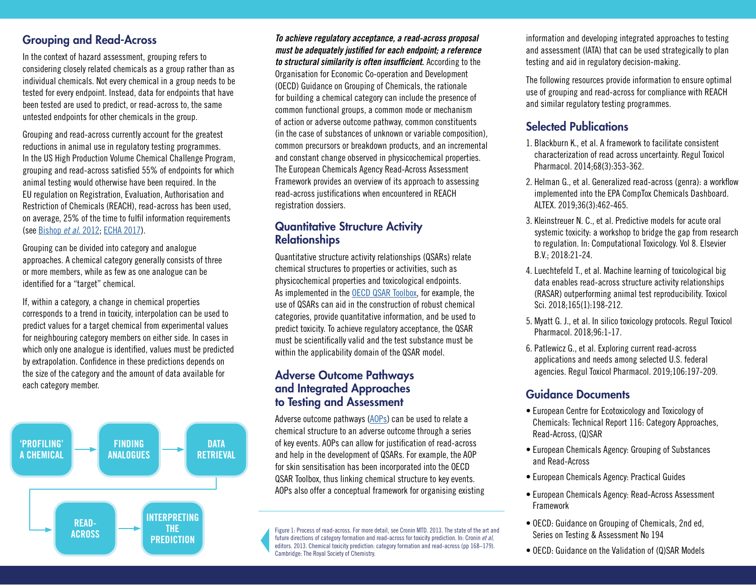## Grouping and Read-Across

In the context of hazard assessment, grouping refers to considering closely related chemicals as a group rather than as individual chemicals. Not every chemical in a group needs to be tested for every endpoint. Instead, data for endpoints that have been tested are used to predict, or read-across to, the same untested endpoints for other chemicals in the group.

Grouping and read-across currently account for the greatest reductions in animal use in regulatory testing programmes. In the US High Production Volume Chemical Challenge Program, grouping and read-across satisfied 55% of endpoints for which animal testing would otherwise have been required. In the EU regulation on Registration, Evaluation, Authorisation and Restriction of Chemicals (REACH), read-across has been used, on average, 25% of the time to fulfil information requirements (see Bishop *et al.* 2012; ECHA 2017).

Grouping can be divided into category and analogue approaches. A chemical category generally consists of three or more members, while as few as one analogue can be identified for a "target" chemical.

If, within a category, a change in chemical properties corresponds to a trend in toxicity, interpolation can be used to predict values for a target chemical from experimental values for neighbouring category members on either side. In cases in which only one analogue is identified, values must be predicted by extrapolation. Confidence in these predictions depends on the size of the category and the amount of data available for each category member.

'PROFILING' A CHEMICAL
FINDING ANALOGUES
DATA RETRIEVAL
READ-ACROSS
INTERPRETING THE PREDICTION

Figure 1: Process of read-across. For more detail, see Cronin MTD. 2013. The state of the art and future directions of category formation and read-across for toxicity prediction. In: Cronin *et al*, editors. 2013. Chemical toxicity prediction: category formation and read-across (pp 168–179). Cambridge: The Royal Society of Chemistry.

***To achieve regulatory acceptance, a read-across proposal must be adequately justified for each endpoint; a reference to structural similarity is often insufficient.*** According to the Organisation for Economic Co-operation and Development (OECD) Guidance on Grouping of Chemicals, the rationale for building a chemical category can include the presence of common functional groups, a common mode or mechanism of action or adverse outcome pathway, common constituents (in the case of substances of unknown or variable composition), common precursors or breakdown products, and an incremental and constant change observed in physicochemical properties. The European Chemicals Agency Read-Across Assessment Framework provides an overview of its approach to assessing read-across justifications when encountered in REACH registration dossiers.

## Quantitative Structure Activity Relationships

Quantitative structure activity relationships (QSARs) relate chemical structures to properties or activities, such as physicochemical properties and toxicological endpoints. As implemented in the OECD QSAR Toolbox, for example, the use of QSARs can aid in the construction of robust chemical categories, provide quantitative information, and be used to predict toxicity. To achieve regulatory acceptance, the QSAR must be scientifically valid and the test substance must be within the applicability domain of the QSAR model.

## Adverse Outcome Pathways and Integrated Approaches to Testing and Assessment

Adverse outcome pathways (AOPs) can be used to relate a chemical structure to an adverse outcome through a series of key events. AOPs can allow for justification of read-across and help in the development of QSARs. For example, the AOP for skin sensitisation has been incorporated into the OECD QSAR Toolbox, thus linking chemical structure to key events. AOPs also offer a conceptual framework for organising existing information and developing integrated approaches to testing and assessment (IATA) that can be used strategically to plan testing and aid in regulatory decision-making.

The following resources provide information to ensure optimal use of grouping and read-across for compliance with REACH and similar regulatory testing programmes.

## Selected Publications

1. Blackburn K., et al. A framework to facilitate consistent characterization of read across uncertainty. Regul Toxicol Pharmacol. 2014;68(3):353-362.
2. Helman G., et al. Generalized read-across (genra): a workflow implemented into the EPA CompTox Chemicals Dashboard. ALTEX. 2019;36(3):462-465.
3. Kleinstreuer N. C., et al. Predictive models for acute oral systemic toxicity: a workshop to bridge the gap from research to regulation. In: Computational Toxicology. Vol 8. Elsevier B.V.; 2018:21-24.
4. Luechtefeld T., et al. Machine learning of toxicological big data enables read-across structure activity relationships (RASAR) outperforming animal test reproducibility. Toxicol Sci. 2018;165(1):198-212.
5. Myatt G. J., et al. In silico toxicology protocols. Regul Toxicol Pharmacol. 2018;96:1-17.
6. Patlewicz G., et al. Exploring current read-across applications and needs among selected U.S. federal agencies. Regul Toxicol Pharmacol. 2019;106:197-209.

## Guidance Documents

- European Centre for Ecotoxicology and Toxicology of Chemicals: Technical Report 116: Category Approaches, Read-Across, (Q)SAR
- European Chemicals Agency: Grouping of Substances and Read-Across
- European Chemicals Agency: Practical Guides
- European Chemicals Agency: Read-Across Assessment Framework
- OECD: Guidance on Grouping of Chemicals, 2nd ed, Series on Testing & Assessment No 194
- OECD: Guidance on the Validation of (Q)SAR Models